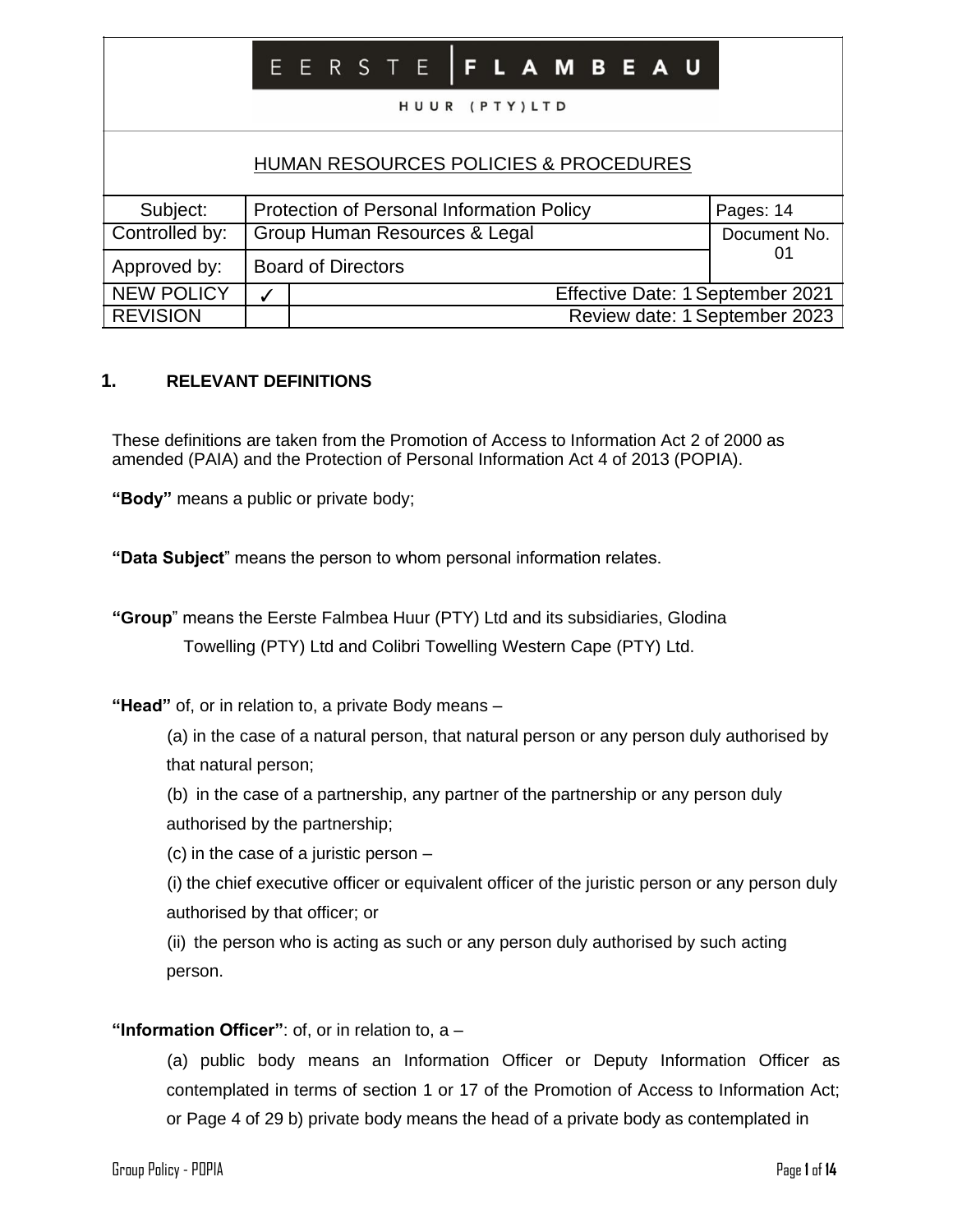EERSTE FLAMBEAU

HUUR (PTY)LTD

HUMAN RESOURCES POLICIES & PROCEDURES

| Subject: | Protection of Personal Information Policy | | Pages: 14 |
|---|---|---|---|
| Controlled by: | Group Human Resources & Legal | | Document No. 01 |
| Approved by: | Board of Directors | | |
| NEW POLICY | ✓ | Effective Date: 1 September 2021 | |
| REVISION | | Review date: 1 September 2023 | |

## 1. RELEVANT DEFINITIONS

These definitions are taken from the Promotion of Access to Information Act 2 of 2000 as amended (PAIA) and the Protection of Personal Information Act 4 of 2013 (POPIA).

**"Body"** means a public or private body;

**"Data Subject"** means the person to whom personal information relates.

**"Group"** means the Eerste Falmbea Huur (PTY) Ltd and its subsidiaries, Glodina Towelling (PTY) Ltd and Colibri Towelling Western Cape (PTY) Ltd.

**"Head"** of, or in relation to, a private Body means –

(a) in the case of a natural person, that natural person or any person duly authorised by that natural person;

(b) in the case of a partnership, any partner of the partnership or any person duly authorised by the partnership;

(c) in the case of a juristic person –

(i) the chief executive officer or equivalent officer of the juristic person or any person duly authorised by that officer; or

(ii) the person who is acting as such or any person duly authorised by such acting person.

**"Information Officer"**: of, or in relation to, a –

(a) public body means an Information Officer or Deputy Information Officer as contemplated in terms of section 1 or 17 of the Promotion of Access to Information Act; or Page 4 of 29 b) private body means the head of a private body as contemplated in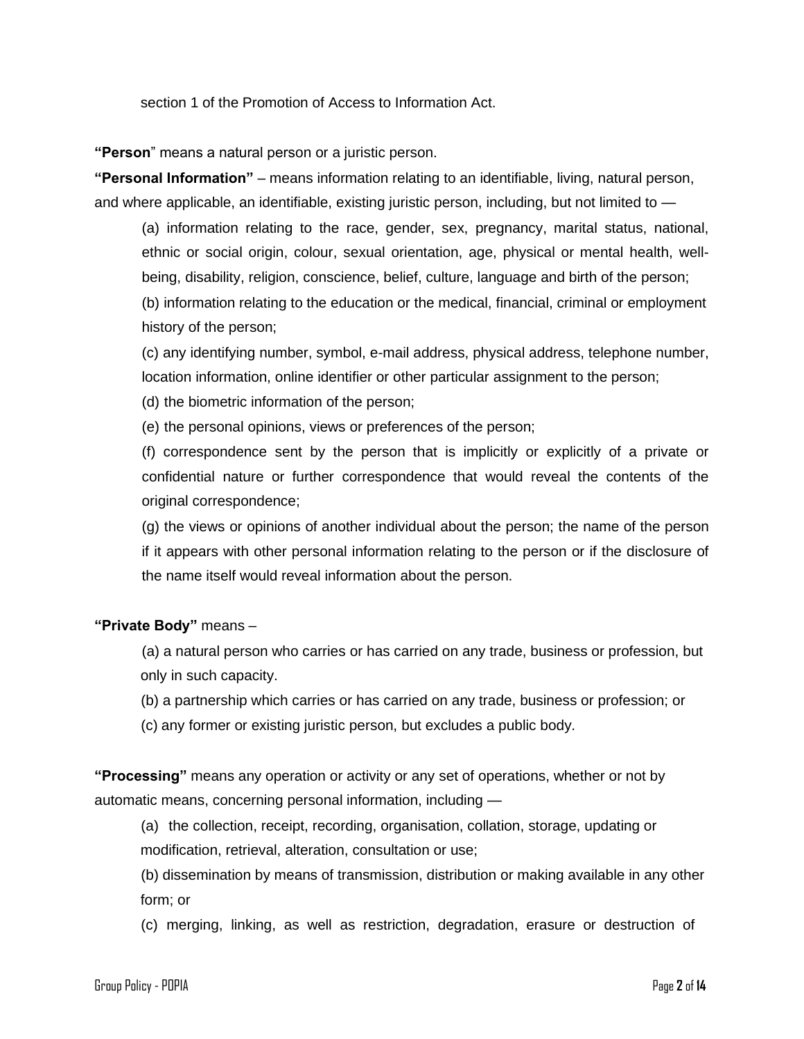section 1 of the Promotion of Access to Information Act.

**"Person**" means a natural person or a juristic person.

**"Personal Information"** – means information relating to an identifiable, living, natural person, and where applicable, an identifiable, existing juristic person, including, but not limited to —

(a) information relating to the race, gender, sex, pregnancy, marital status, national, ethnic or social origin, colour, sexual orientation, age, physical or mental health, well-being, disability, religion, conscience, belief, culture, language and birth of the person;

(b) information relating to the education or the medical, financial, criminal or employment history of the person;

(c) any identifying number, symbol, e-mail address, physical address, telephone number, location information, online identifier or other particular assignment to the person;

(d) the biometric information of the person;

(e) the personal opinions, views or preferences of the person;

(f) correspondence sent by the person that is implicitly or explicitly of a private or confidential nature or further correspondence that would reveal the contents of the original correspondence;

(g) the views or opinions of another individual about the person; the name of the person if it appears with other personal information relating to the person or if the disclosure of the name itself would reveal information about the person.

**"Private Body"** means –

(a) a natural person who carries or has carried on any trade, business or profession, but only in such capacity.

(b) a partnership which carries or has carried on any trade, business or profession; or

(c) any former or existing juristic person, but excludes a public body.

**"Processing"** means any operation or activity or any set of operations, whether or not by automatic means, concerning personal information, including —

(a) the collection, receipt, recording, organisation, collation, storage, updating or modification, retrieval, alteration, consultation or use;

(b) dissemination by means of transmission, distribution or making available in any other form; or

(c) merging, linking, as well as restriction, degradation, erasure or destruction of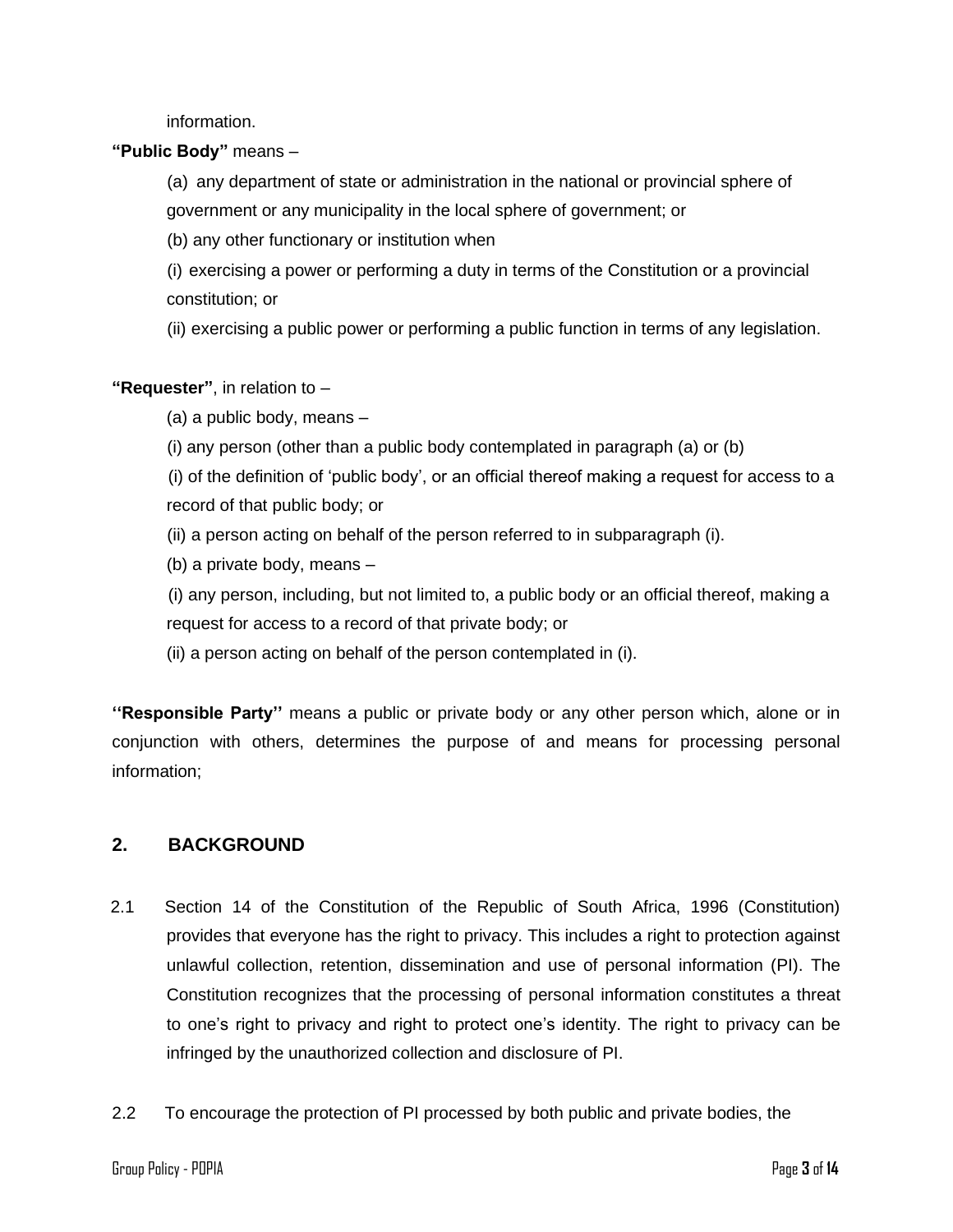information.

**"Public Body"** means –

(a) any department of state or administration in the national or provincial sphere of government or any municipality in the local sphere of government; or

(b) any other functionary or institution when

(i) exercising a power or performing a duty in terms of the Constitution or a provincial constitution; or

(ii) exercising a public power or performing a public function in terms of any legislation.

**"Requester"**, in relation to –

(a) a public body, means –

(i) any person (other than a public body contemplated in paragraph (a) or (b)

(i) of the definition of 'public body', or an official thereof making a request for access to a record of that public body; or

(ii) a person acting on behalf of the person referred to in subparagraph (i).

(b) a private body, means –

(i) any person, including, but not limited to, a public body or an official thereof, making a request for access to a record of that private body; or

(ii) a person acting on behalf of the person contemplated in (i).

**''Responsible Party''** means a public or private body or any other person which, alone or in conjunction with others, determines the purpose of and means for processing personal information;

## 2. BACKGROUND

2.1 Section 14 of the Constitution of the Republic of South Africa, 1996 (Constitution) provides that everyone has the right to privacy. This includes a right to protection against unlawful collection, retention, dissemination and use of personal information (PI). The Constitution recognizes that the processing of personal information constitutes a threat to one's right to privacy and right to protect one's identity. The right to privacy can be infringed by the unauthorized collection and disclosure of PI.

2.2 To encourage the protection of PI processed by both public and private bodies, the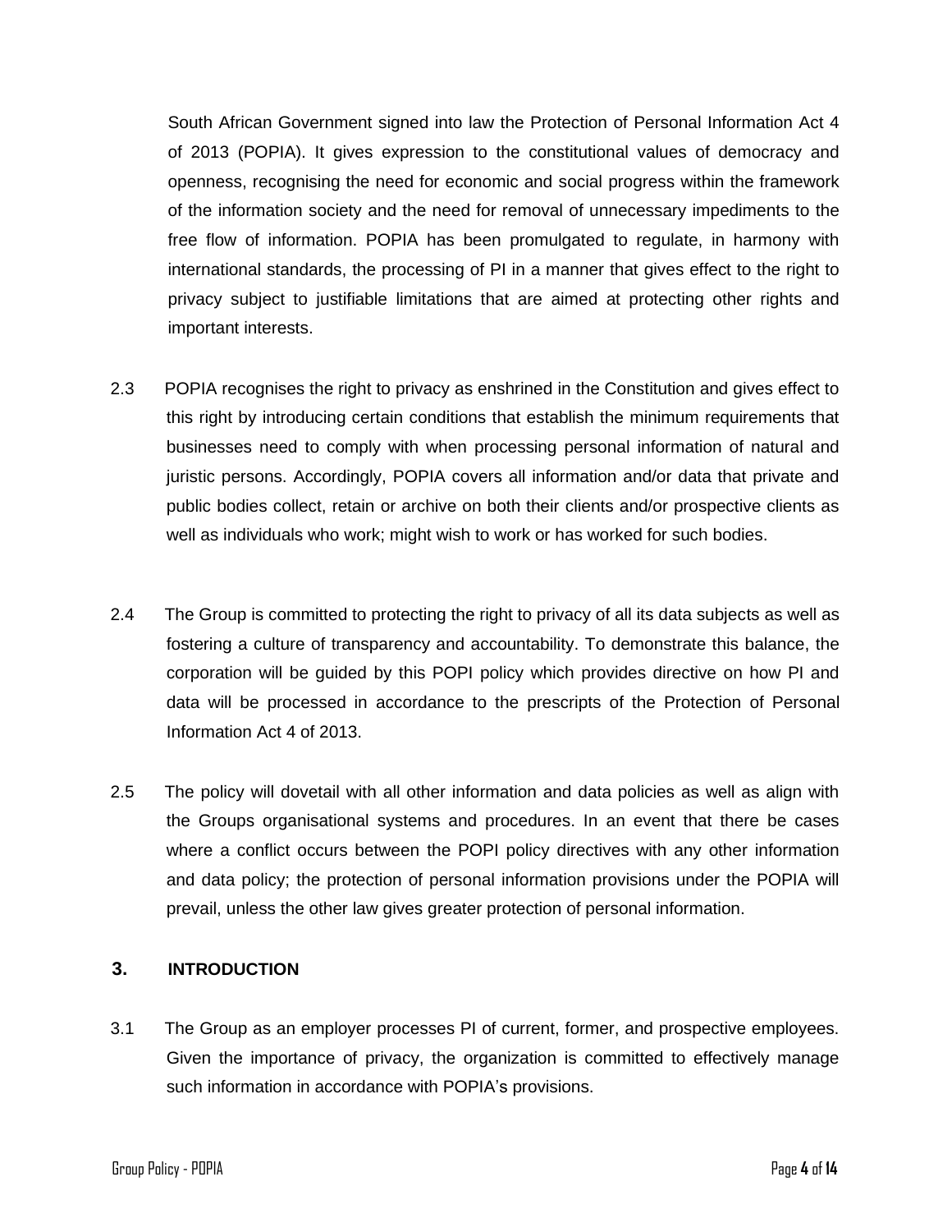South African Government signed into law the Protection of Personal Information Act 4 of 2013 (POPIA). It gives expression to the constitutional values of democracy and openness, recognising the need for economic and social progress within the framework of the information society and the need for removal of unnecessary impediments to the free flow of information. POPIA has been promulgated to regulate, in harmony with international standards, the processing of PI in a manner that gives effect to the right to privacy subject to justifiable limitations that are aimed at protecting other rights and important interests.

2.3 POPIA recognises the right to privacy as enshrined in the Constitution and gives effect to this right by introducing certain conditions that establish the minimum requirements that businesses need to comply with when processing personal information of natural and juristic persons. Accordingly, POPIA covers all information and/or data that private and public bodies collect, retain or archive on both their clients and/or prospective clients as well as individuals who work; might wish to work or has worked for such bodies.

2.4 The Group is committed to protecting the right to privacy of all its data subjects as well as fostering a culture of transparency and accountability. To demonstrate this balance, the corporation will be guided by this POPI policy which provides directive on how PI and data will be processed in accordance to the prescripts of the Protection of Personal Information Act 4 of 2013.

2.5 The policy will dovetail with all other information and data policies as well as align with the Groups organisational systems and procedures. In an event that there be cases where a conflict occurs between the POPI policy directives with any other information and data policy; the protection of personal information provisions under the POPIA will prevail, unless the other law gives greater protection of personal information.

## 3. INTRODUCTION

3.1 The Group as an employer processes PI of current, former, and prospective employees. Given the importance of privacy, the organization is committed to effectively manage such information in accordance with POPIA's provisions.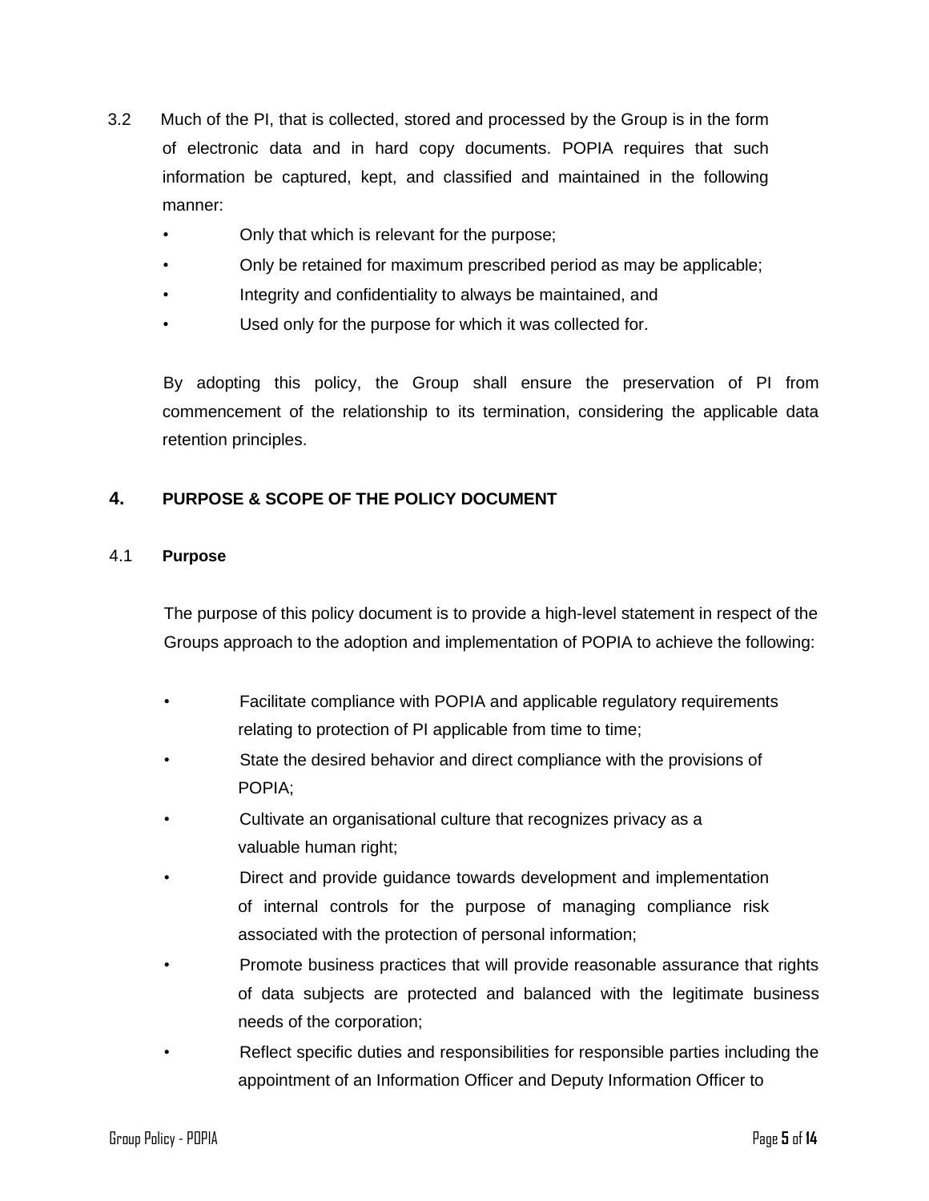3.2 Much of the PI, that is collected, stored and processed by the Group is in the form of electronic data and in hard copy documents. POPIA requires that such information be captured, kept, and classified and maintained in the following manner:

- Only that which is relevant for the purpose;
- Only be retained for maximum prescribed period as may be applicable;
- Integrity and confidentiality to always be maintained, and
- Used only for the purpose for which it was collected for.

By adopting this policy, the Group shall ensure the preservation of PI from commencement of the relationship to its termination, considering the applicable data retention principles.

## 4. PURPOSE & SCOPE OF THE POLICY DOCUMENT

### 4.1 Purpose

The purpose of this policy document is to provide a high-level statement in respect of the Groups approach to the adoption and implementation of POPIA to achieve the following:

- Facilitate compliance with POPIA and applicable regulatory requirements relating to protection of PI applicable from time to time;
- State the desired behavior and direct compliance with the provisions of POPIA;
- Cultivate an organisational culture that recognizes privacy as a valuable human right;
- Direct and provide guidance towards development and implementation of internal controls for the purpose of managing compliance risk associated with the protection of personal information;
- Promote business practices that will provide reasonable assurance that rights of data subjects are protected and balanced with the legitimate business needs of the corporation;
- Reflect specific duties and responsibilities for responsible parties including the appointment of an Information Officer and Deputy Information Officer to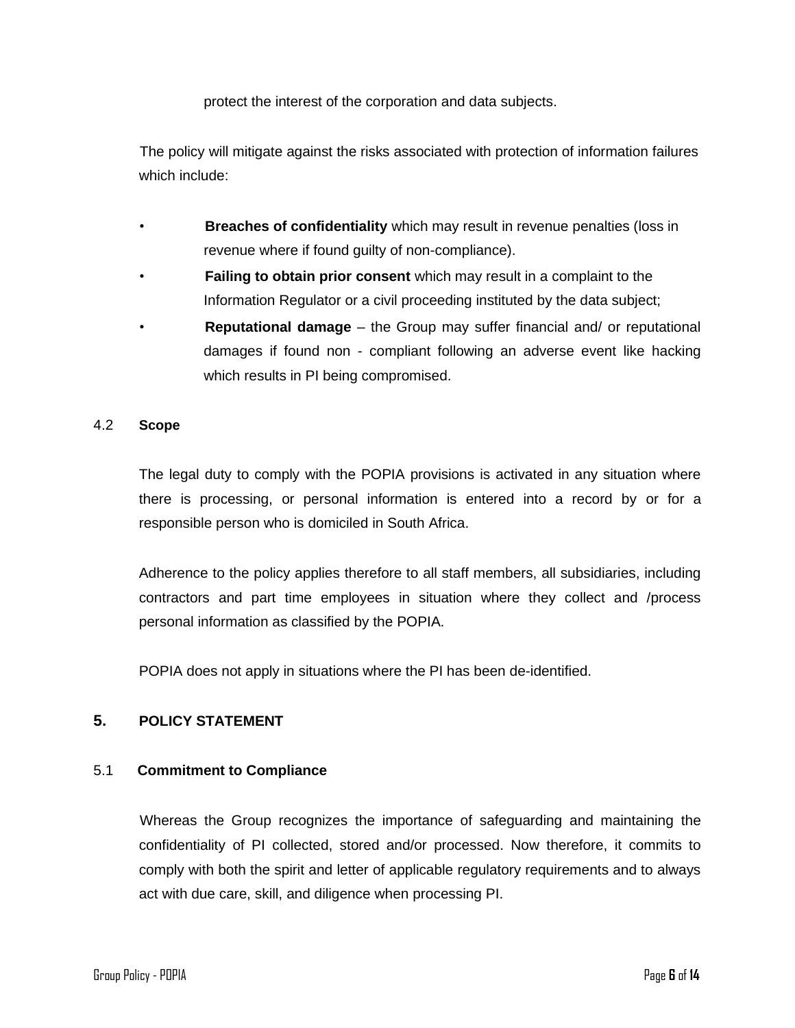protect the interest of the corporation and data subjects.

The policy will mitigate against the risks associated with protection of information failures which include:

- **Breaches of confidentiality** which may result in revenue penalties (loss in revenue where if found guilty of non-compliance).
- **Failing to obtain prior consent** which may result in a complaint to the Information Regulator or a civil proceeding instituted by the data subject;
- **Reputational damage** – the Group may suffer financial and/ or reputational damages if found non - compliant following an adverse event like hacking which results in PI being compromised.

### 4.2 Scope

The legal duty to comply with the POPIA provisions is activated in any situation where there is processing, or personal information is entered into a record by or for a responsible person who is domiciled in South Africa.

Adherence to the policy applies therefore to all staff members, all subsidiaries, including contractors and part time employees in situation where they collect and /process personal information as classified by the POPIA.

POPIA does not apply in situations where the PI has been de-identified.

## 5. POLICY STATEMENT

### 5.1 Commitment to Compliance

Whereas the Group recognizes the importance of safeguarding and maintaining the confidentiality of PI collected, stored and/or processed. Now therefore, it commits to comply with both the spirit and letter of applicable regulatory requirements and to always act with due care, skill, and diligence when processing PI.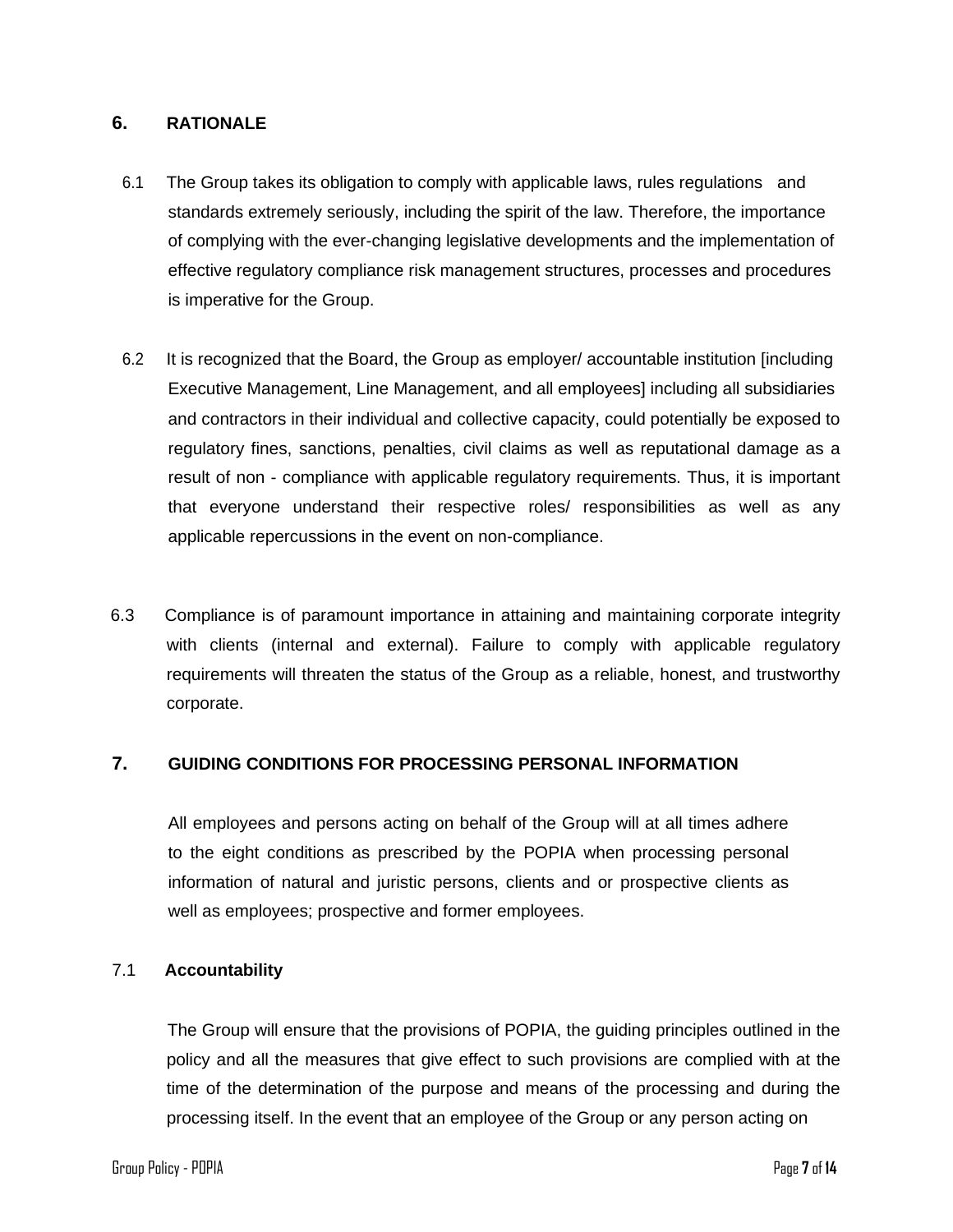## 6. RATIONALE

6.1 The Group takes its obligation to comply with applicable laws, rules regulations and standards extremely seriously, including the spirit of the law. Therefore, the importance of complying with the ever-changing legislative developments and the implementation of effective regulatory compliance risk management structures, processes and procedures is imperative for the Group.

6.2 It is recognized that the Board, the Group as employer/ accountable institution [including Executive Management, Line Management, and all employees] including all subsidiaries and contractors in their individual and collective capacity, could potentially be exposed to regulatory fines, sanctions, penalties, civil claims as well as reputational damage as a result of non - compliance with applicable regulatory requirements. Thus, it is important that everyone understand their respective roles/ responsibilities as well as any applicable repercussions in the event on non-compliance.

6.3 Compliance is of paramount importance in attaining and maintaining corporate integrity with clients (internal and external). Failure to comply with applicable regulatory requirements will threaten the status of the Group as a reliable, honest, and trustworthy corporate.

## 7. GUIDING CONDITIONS FOR PROCESSING PERSONAL INFORMATION

All employees and persons acting on behalf of the Group will at all times adhere to the eight conditions as prescribed by the POPIA when processing personal information of natural and juristic persons, clients and or prospective clients as well as employees; prospective and former employees.

### 7.1 Accountability

The Group will ensure that the provisions of POPIA, the guiding principles outlined in the policy and all the measures that give effect to such provisions are complied with at the time of the determination of the purpose and means of the processing and during the processing itself. In the event that an employee of the Group or any person acting on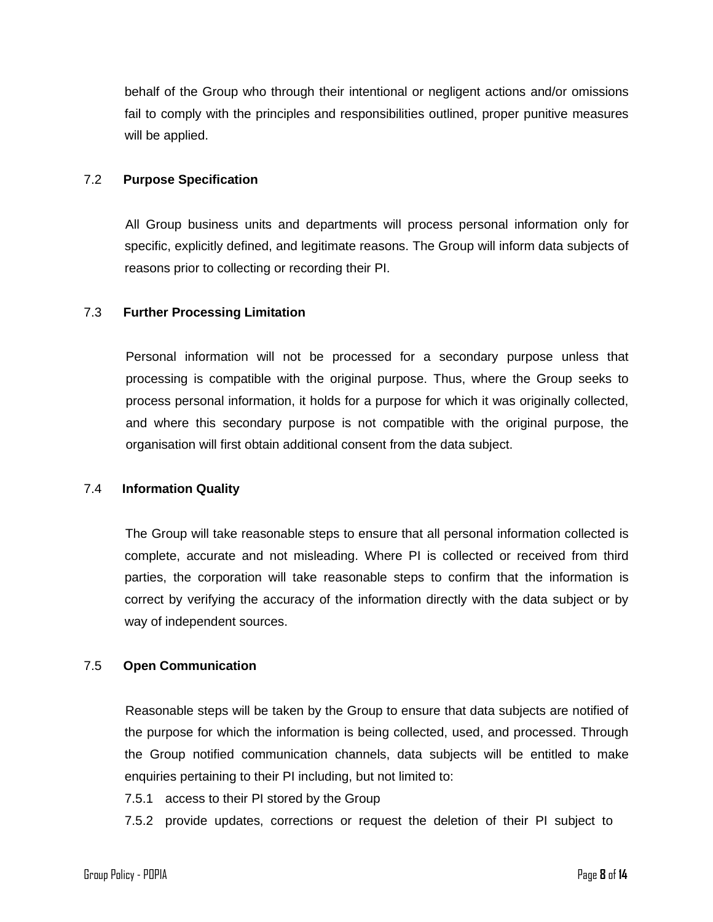behalf of the Group who through their intentional or negligent actions and/or omissions fail to comply with the principles and responsibilities outlined, proper punitive measures will be applied.

### 7.2 Purpose Specification

All Group business units and departments will process personal information only for specific, explicitly defined, and legitimate reasons. The Group will inform data subjects of reasons prior to collecting or recording their PI.

### 7.3 Further Processing Limitation

Personal information will not be processed for a secondary purpose unless that processing is compatible with the original purpose. Thus, where the Group seeks to process personal information, it holds for a purpose for which it was originally collected, and where this secondary purpose is not compatible with the original purpose, the organisation will first obtain additional consent from the data subject.

### 7.4 Information Quality

The Group will take reasonable steps to ensure that all personal information collected is complete, accurate and not misleading. Where PI is collected or received from third parties, the corporation will take reasonable steps to confirm that the information is correct by verifying the accuracy of the information directly with the data subject or by way of independent sources.

### 7.5 Open Communication

Reasonable steps will be taken by the Group to ensure that data subjects are notified of the purpose for which the information is being collected, used, and processed. Through the Group notified communication channels, data subjects will be entitled to make enquiries pertaining to their PI including, but not limited to:

7.5.1 access to their PI stored by the Group

7.5.2 provide updates, corrections or request the deletion of their PI subject to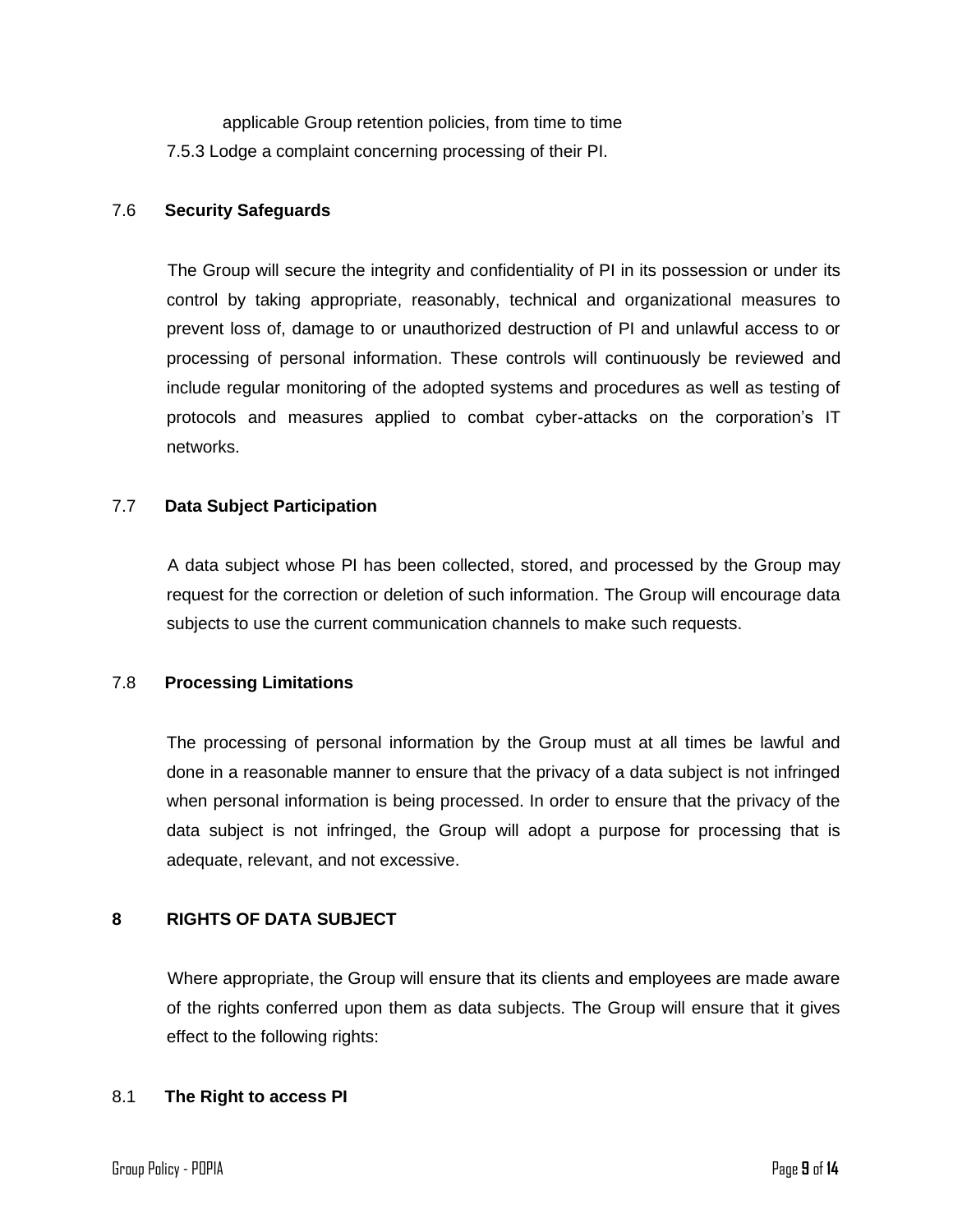applicable Group retention policies, from time to time

7.5.3 Lodge a complaint concerning processing of their PI.

### 7.6 Security Safeguards

The Group will secure the integrity and confidentiality of PI in its possession or under its control by taking appropriate, reasonably, technical and organizational measures to prevent loss of, damage to or unauthorized destruction of PI and unlawful access to or processing of personal information. These controls will continuously be reviewed and include regular monitoring of the adopted systems and procedures as well as testing of protocols and measures applied to combat cyber-attacks on the corporation's IT networks.

### 7.7 Data Subject Participation

A data subject whose PI has been collected, stored, and processed by the Group may request for the correction or deletion of such information. The Group will encourage data subjects to use the current communication channels to make such requests.

### 7.8 Processing Limitations

The processing of personal information by the Group must at all times be lawful and done in a reasonable manner to ensure that the privacy of a data subject is not infringed when personal information is being processed. In order to ensure that the privacy of the data subject is not infringed, the Group will adopt a purpose for processing that is adequate, relevant, and not excessive.

## 8 RIGHTS OF DATA SUBJECT

Where appropriate, the Group will ensure that its clients and employees are made aware of the rights conferred upon them as data subjects. The Group will ensure that it gives effect to the following rights:

### 8.1 The Right to access PI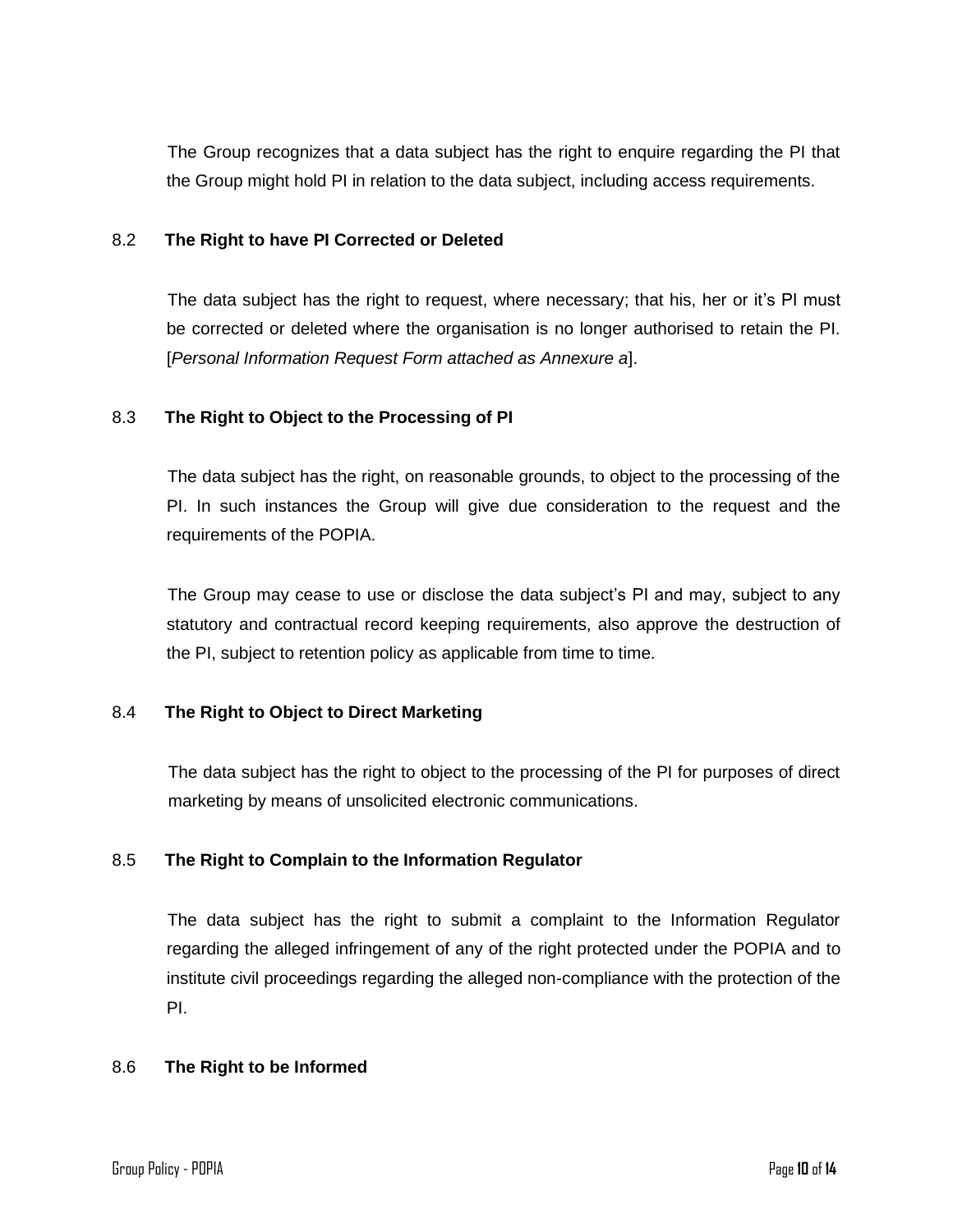The Group recognizes that a data subject has the right to enquire regarding the PI that the Group might hold PI in relation to the data subject, including access requirements.

### 8.2 The Right to have PI Corrected or Deleted

The data subject has the right to request, where necessary; that his, her or it's PI must be corrected or deleted where the organisation is no longer authorised to retain the PI. [*Personal Information Request Form attached as Annexure a*].

### 8.3 The Right to Object to the Processing of PI

The data subject has the right, on reasonable grounds, to object to the processing of the PI. In such instances the Group will give due consideration to the request and the requirements of the POPIA.

The Group may cease to use or disclose the data subject's PI and may, subject to any statutory and contractual record keeping requirements, also approve the destruction of the PI, subject to retention policy as applicable from time to time.

### 8.4 The Right to Object to Direct Marketing

The data subject has the right to object to the processing of the PI for purposes of direct marketing by means of unsolicited electronic communications.

### 8.5 The Right to Complain to the Information Regulator

The data subject has the right to submit a complaint to the Information Regulator regarding the alleged infringement of any of the right protected under the POPIA and to institute civil proceedings regarding the alleged non-compliance with the protection of the PI.

### 8.6 The Right to be Informed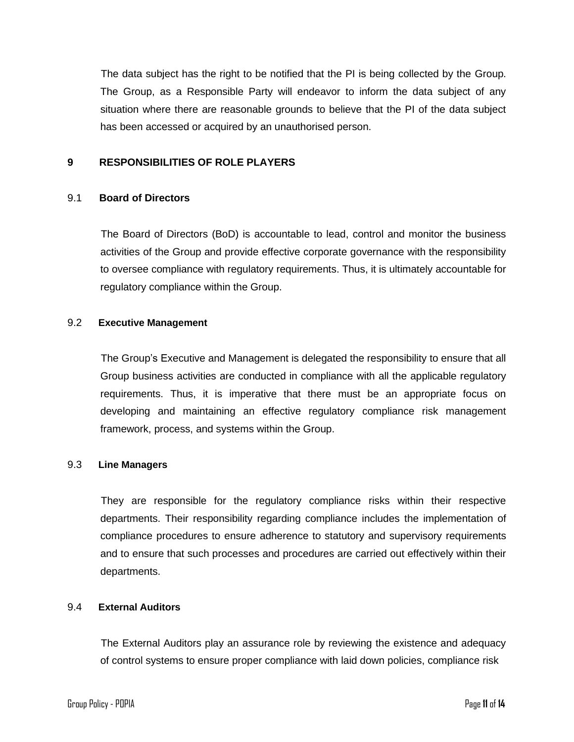The data subject has the right to be notified that the PI is being collected by the Group. The Group, as a Responsible Party will endeavor to inform the data subject of any situation where there are reasonable grounds to believe that the PI of the data subject has been accessed or acquired by an unauthorised person.

## 9 RESPONSIBILITIES OF ROLE PLAYERS

### 9.1 Board of Directors

The Board of Directors (BoD) is accountable to lead, control and monitor the business activities of the Group and provide effective corporate governance with the responsibility to oversee compliance with regulatory requirements. Thus, it is ultimately accountable for regulatory compliance within the Group.

### 9.2 Executive Management

The Group's Executive and Management is delegated the responsibility to ensure that all Group business activities are conducted in compliance with all the applicable regulatory requirements. Thus, it is imperative that there must be an appropriate focus on developing and maintaining an effective regulatory compliance risk management framework, process, and systems within the Group.

### 9.3 Line Managers

They are responsible for the regulatory compliance risks within their respective departments. Their responsibility regarding compliance includes the implementation of compliance procedures to ensure adherence to statutory and supervisory requirements and to ensure that such processes and procedures are carried out effectively within their departments.

### 9.4 External Auditors

The External Auditors play an assurance role by reviewing the existence and adequacy of control systems to ensure proper compliance with laid down policies, compliance risk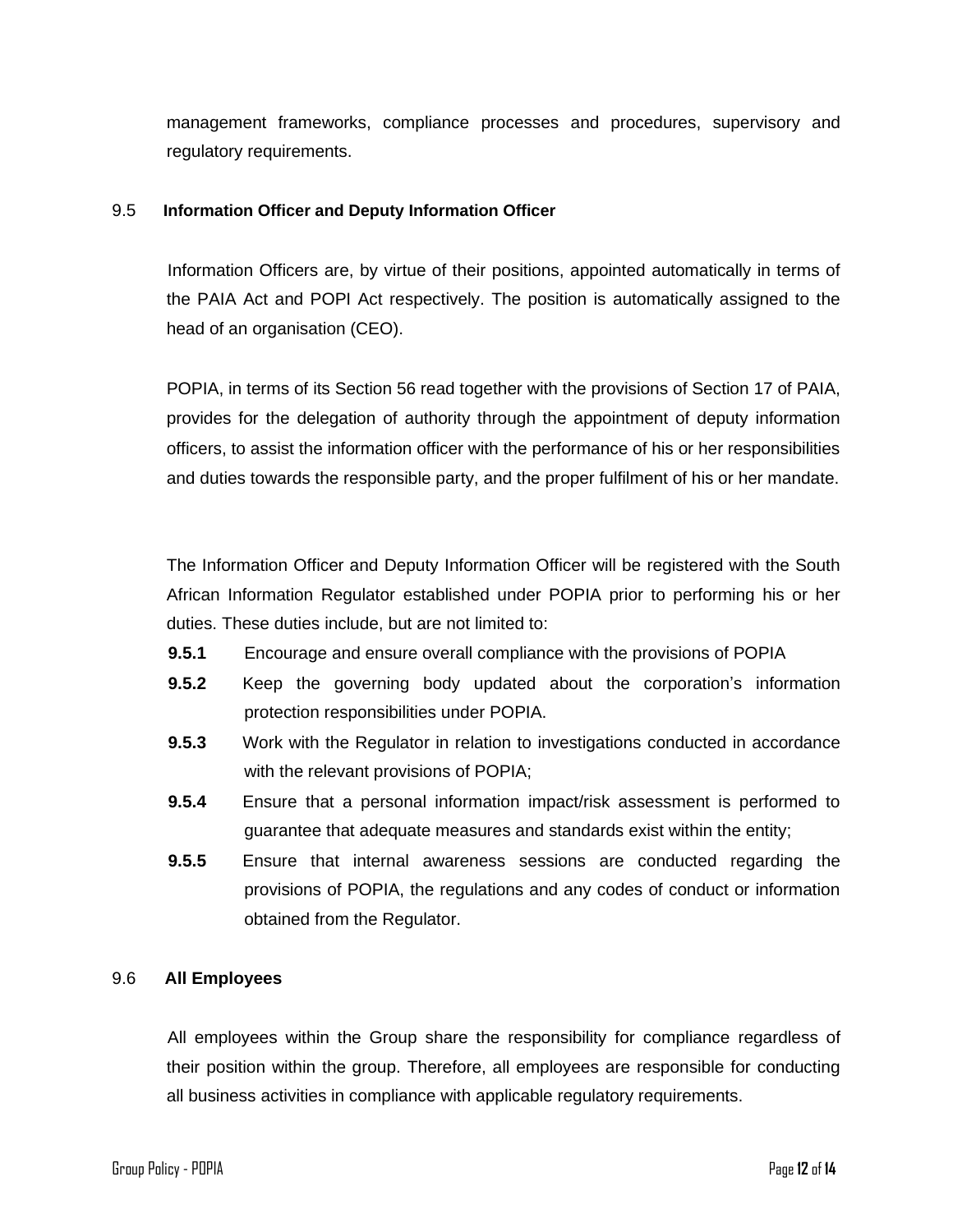management frameworks, compliance processes and procedures, supervisory and regulatory requirements.

## 9.5 Information Officer and Deputy Information Officer

Information Officers are, by virtue of their positions, appointed automatically in terms of the PAIA Act and POPI Act respectively. The position is automatically assigned to the head of an organisation (CEO).

POPIA, in terms of its Section 56 read together with the provisions of Section 17 of PAIA, provides for the delegation of authority through the appointment of deputy information officers, to assist the information officer with the performance of his or her responsibilities and duties towards the responsible party, and the proper fulfilment of his or her mandate.

The Information Officer and Deputy Information Officer will be registered with the South African Information Regulator established under POPIA prior to performing his or her duties. These duties include, but are not limited to:

- **9.5.1** Encourage and ensure overall compliance with the provisions of POPIA
- **9.5.2** Keep the governing body updated about the corporation's information protection responsibilities under POPIA.
- **9.5.3** Work with the Regulator in relation to investigations conducted in accordance with the relevant provisions of POPIA;
- **9.5.4** Ensure that a personal information impact/risk assessment is performed to guarantee that adequate measures and standards exist within the entity;
- **9.5.5** Ensure that internal awareness sessions are conducted regarding the provisions of POPIA, the regulations and any codes of conduct or information obtained from the Regulator.

## 9.6 All Employees

All employees within the Group share the responsibility for compliance regardless of their position within the group. Therefore, all employees are responsible for conducting all business activities in compliance with applicable regulatory requirements.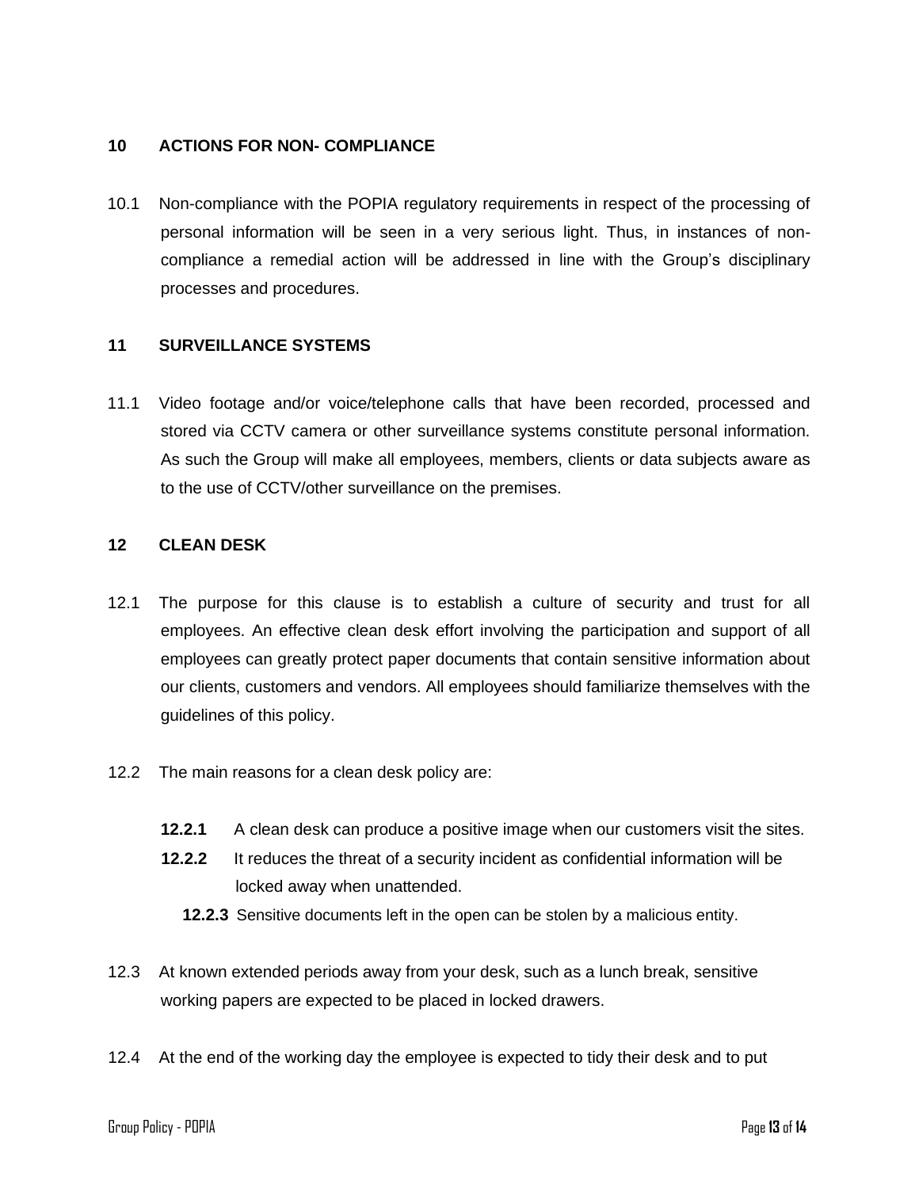## 10 ACTIONS FOR NON- COMPLIANCE

10.1 Non-compliance with the POPIA regulatory requirements in respect of the processing of personal information will be seen in a very serious light. Thus, in instances of non-compliance a remedial action will be addressed in line with the Group's disciplinary processes and procedures.

## 11 SURVEILLANCE SYSTEMS

11.1 Video footage and/or voice/telephone calls that have been recorded, processed and stored via CCTV camera or other surveillance systems constitute personal information. As such the Group will make all employees, members, clients or data subjects aware as to the use of CCTV/other surveillance on the premises.

## 12 CLEAN DESK

12.1 The purpose for this clause is to establish a culture of security and trust for all employees. An effective clean desk effort involving the participation and support of all employees can greatly protect paper documents that contain sensitive information about our clients, customers and vendors. All employees should familiarize themselves with the guidelines of this policy.

12.2 The main reasons for a clean desk policy are:

- **12.2.1** A clean desk can produce a positive image when our customers visit the sites.
- **12.2.2** It reduces the threat of a security incident as confidential information will be locked away when unattended.
- **12.2.3** Sensitive documents left in the open can be stolen by a malicious entity.

12.3 At known extended periods away from your desk, such as a lunch break, sensitive working papers are expected to be placed in locked drawers.

12.4 At the end of the working day the employee is expected to tidy their desk and to put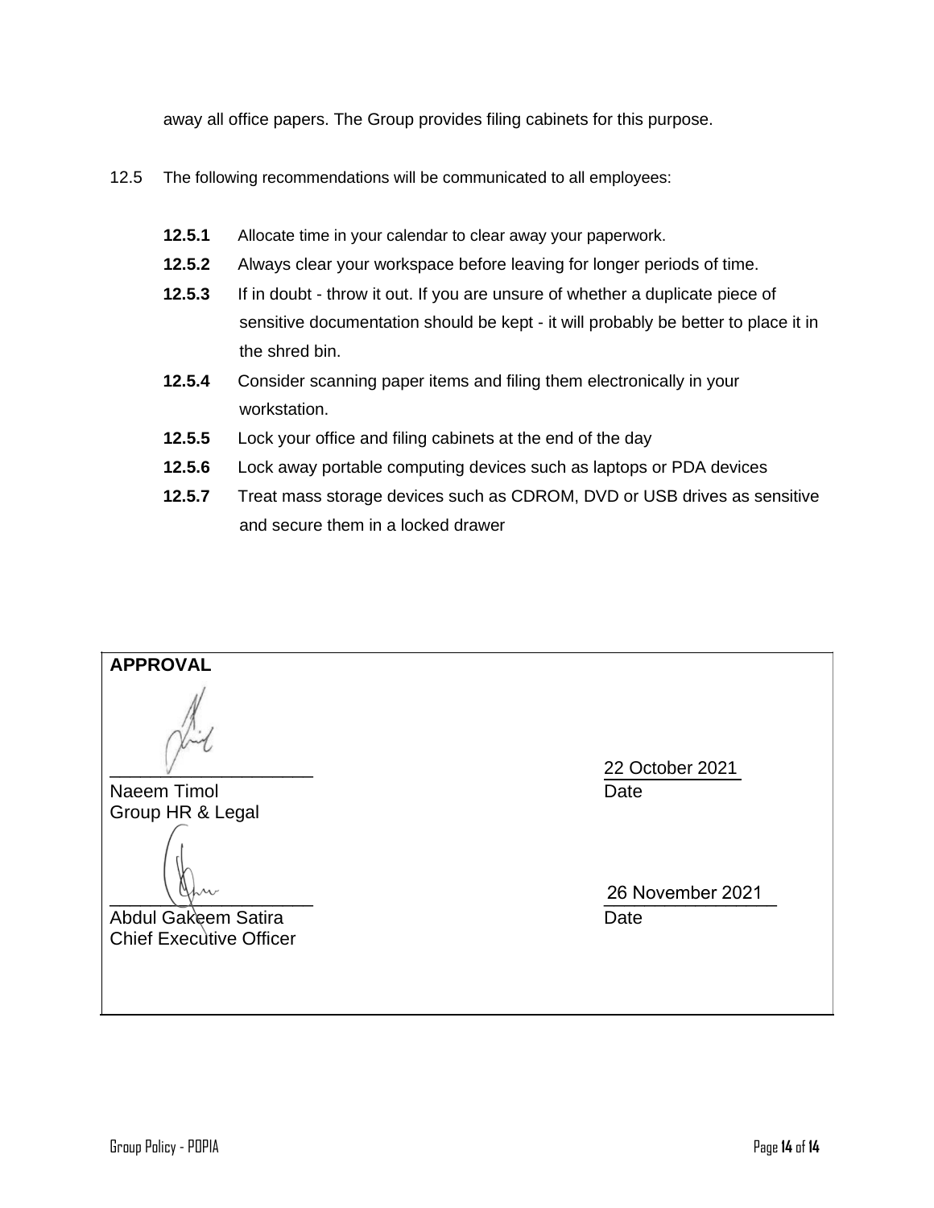away all office papers. The Group provides filing cabinets for this purpose.

12.5 The following recommendations will be communicated to all employees:

- **12.5.1** Allocate time in your calendar to clear away your paperwork.
- **12.5.2** Always clear your workspace before leaving for longer periods of time.
- **12.5.3** If in doubt - throw it out. If you are unsure of whether a duplicate piece of sensitive documentation should be kept - it will probably be better to place it in the shred bin.
- **12.5.4** Consider scanning paper items and filing them electronically in your workstation.
- **12.5.5** Lock your office and filing cabinets at the end of the day
- **12.5.6** Lock away portable computing devices such as laptops or PDA devices
- **12.5.7** Treat mass storage devices such as CDROM, DVD or USB drives as sensitive and secure them in a locked drawer

**APPROVAL**

| | |
|---|---|
| ____________________ | 22 October 2021 |
| Naeem Timol | Date |
| Group HR & Legal | |
| ____________________ | 26 November 2021 |
| Abdul Gakeem Satira | Date |
| Chief Executive Officer | |